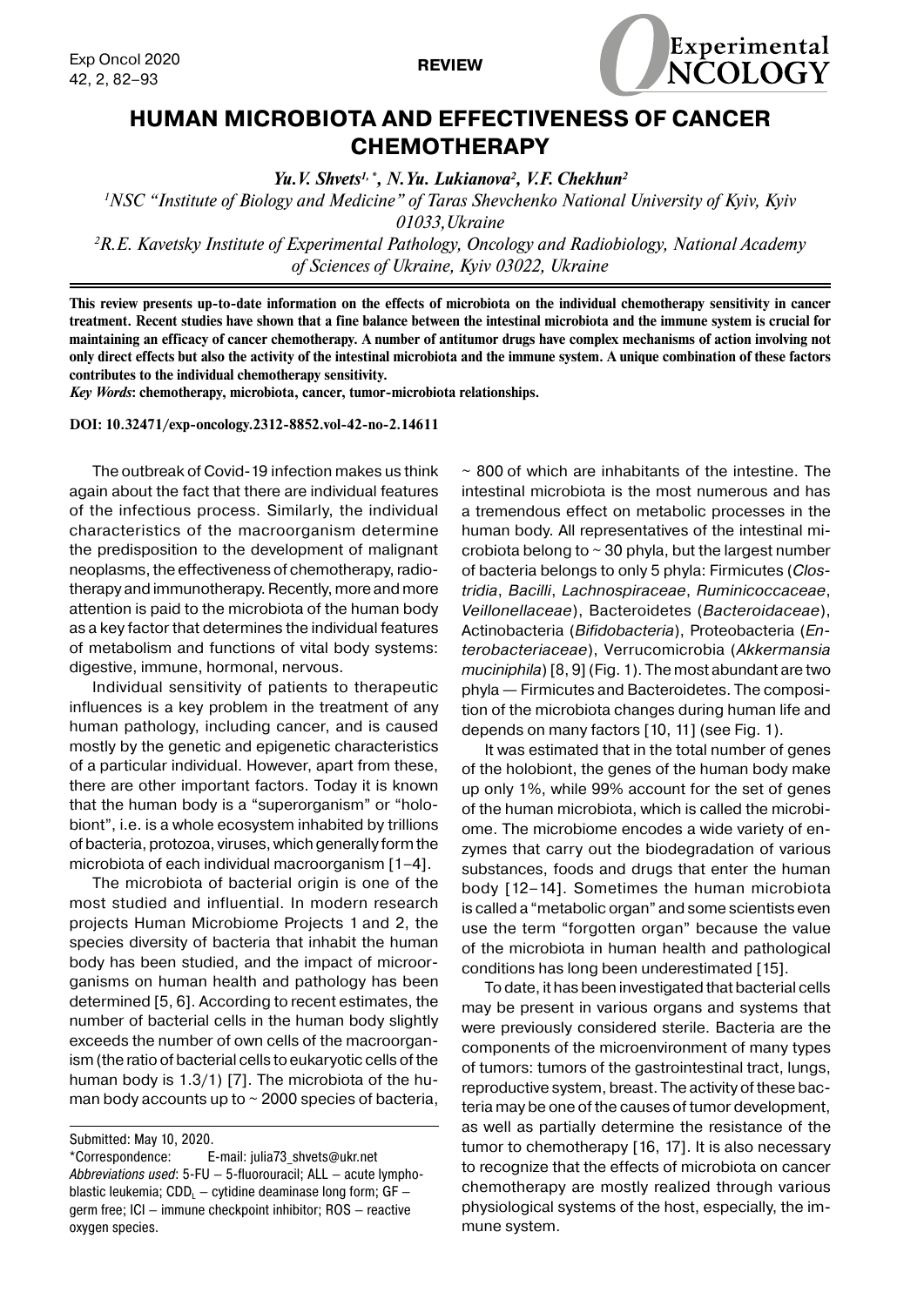REVIEW

# HUMAN MICROBIOTA AND EFFECTIVENESS OF CANCER CHEMOTHERAPY

*Yu.V. Shvets[1,*], N.Yu. Lukianova[2], V.F. Chekhun[2]*

[1]*NSC "Institute of Biology and Medicine" of Taras Shevchenko National University of Kyiv, Kyiv 01033, Ukraine*

[2]*R.E. Kavetsky Institute of Experimental Pathology, Oncology and Radiobiology, National Academy of Sciences of Ukraine, Kyiv 03022, Ukraine*

**This review presents up-to-date information on the effects of microbiota on the individual chemotherapy sensitivity in cancer treatment. Recent studies have shown that a fine balance between the intestinal microbiota and the immune system is crucial for maintaining an efficacy of cancer chemotherapy. A number of antitumor drugs have complex mechanisms of action involving not only direct effects but also the activity of the intestinal microbiota and the immune system. A unique combination of these factors contributes to the individual chemotherapy sensitivity.**

***Key Words*: chemotherapy, microbiota, cancer, tumor-microbiota relationships.**

**DOI: 10.32471/exp-oncology.2312-8852.vol-42-no-2.14611**

The outbreak of Covid-19 infection makes us think again about the fact that there are individual features of the infectious process. Similarly, the individual characteristics of the macroorganism determine the predisposition to the development of malignant neoplasms, the effectiveness of chemotherapy, radiotherapy and immunotherapy. Recently, more and more attention is paid to the microbiota of the human body as a key factor that determines the individual features of metabolism and functions of vital body systems: digestive, immune, hormonal, nervous.

Individual sensitivity of patients to therapeutic influences is a key problem in the treatment of any human pathology, including cancer, and is caused mostly by the genetic and epigenetic characteristics of a particular individual. However, apart from these, there are other important factors. Today it is known that the human body is a "superorganism" or "holobiont", i.e. is a whole ecosystem inhabited by trillions of bacteria, protozoa, viruses, which generally form the microbiota of each individual macroorganism [1–4].

The microbiota of bacterial origin is one of the most studied and influential. In modern research projects Human Microbiome Projects 1 and 2, the species diversity of bacteria that inhabit the human body has been studied, and the impact of microorganisms on human health and pathology has been determined [5, 6]. According to recent estimates, the number of bacterial cells in the human body slightly exceeds the number of own cells of the macroorganism (the ratio of bacterial cells to eukaryotic cells of the human body is 1.3/1) [7]. The microbiota of the human body accounts up to ~ 2000 species of bacteria, ~ 800 of which are inhabitants of the intestine. The intestinal microbiota is the most numerous and has a tremendous effect on metabolic processes in the human body. All representatives of the intestinal microbiota belong to ~ 30 phyla, but the largest number of bacteria belongs to only 5 phyla: Firmicutes (*Clostridia*, *Bacilli*, *Lachnospiraceae*, *Ruminicoccaceae*, *Veillonellaceae*), Bacteroidetes (*Bacteroidaceae*), Actinobacteria (*Bifidobacteria*), Proteobacteria (*Enterobacteriaceae*), Verrucomicrobia (*Akkermansia muciniphila*) [8, 9] (Fig. 1). The most abundant are two phyla — Firmicutes and Bacteroidetes. The composition of the microbiota changes during human life and depends on many factors [10, 11] (see Fig. 1).

It was estimated that in the total number of genes of the holobiont, the genes of the human body make up only 1%, while 99% account for the set of genes of the human microbiota, which is called the microbiome. The microbiome encodes a wide variety of enzymes that carry out the biodegradation of various substances, foods and drugs that enter the human body [12–14]. Sometimes the human microbiota is called a "metabolic organ" and some scientists even use the term "forgotten organ" because the value of the microbiota in human health and pathological conditions has long been underestimated [15].

To date, it has been investigated that bacterial cells may be present in various organs and systems that were previously considered sterile. Bacteria are the components of the microenvironment of many types of tumors: tumors of the gastrointestinal tract, lungs, reproductive system, breast. The activity of these bacteria may be one of the causes of tumor development, as well as partially determine the resistance of the tumor to chemotherapy [16, 17]. It is also necessary to recognize that the effects of microbiota on cancer chemotherapy are mostly realized through various physiological systems of the host, especially, the immune system.

Submitted: May 10, 2020.
*Correspondence: E-mail: julia73_shvets@ukr.net
*Abbreviations used*: 5-FU – 5-fluorouracil; ALL – acute lymphoblastic leukemia; $CDD_L$ – cytidine deaminase long form; GF – germ free; ICI – immune checkpoint inhibitor; ROS – reactive oxygen species.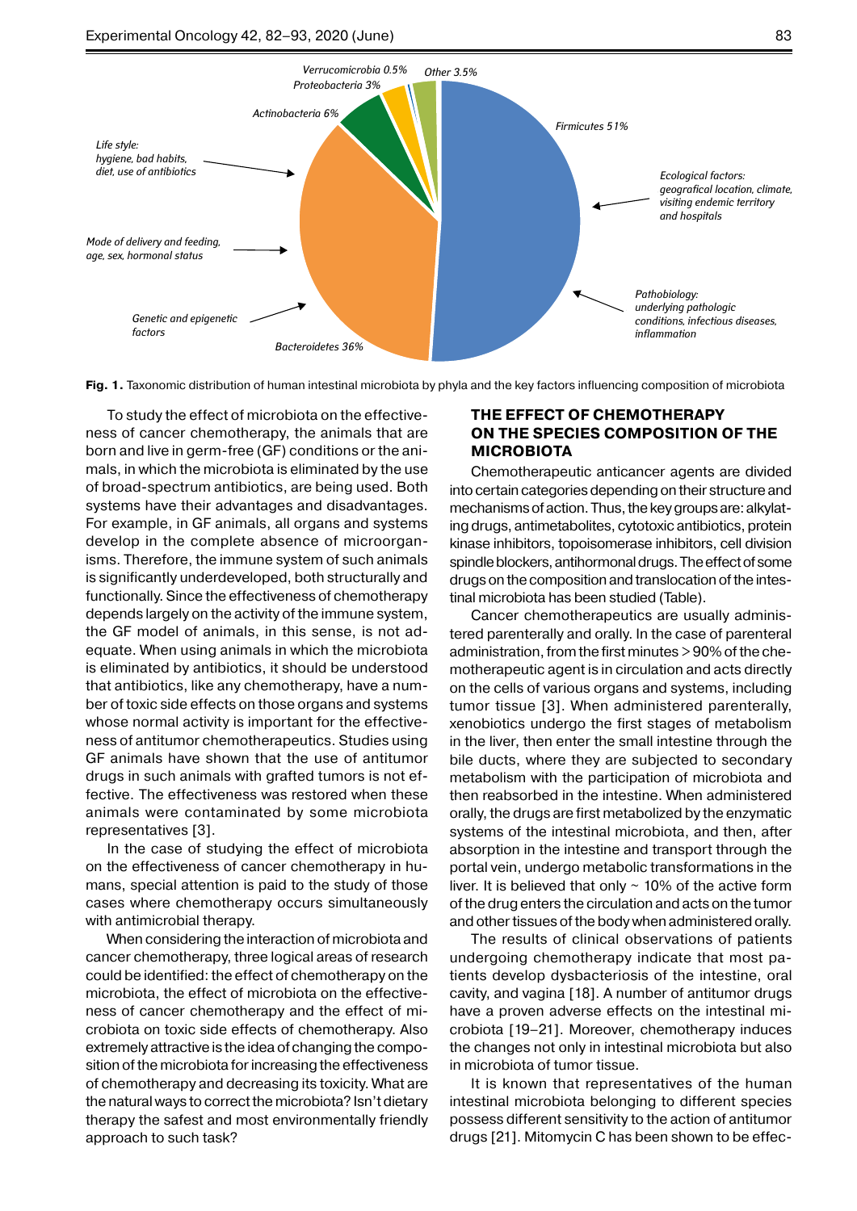**Fig. 1.** Taxonomic distribution of human intestinal microbiota by phyla and the key factors influencing composition of microbiota

To study the effect of microbiota on the effectiveness of cancer chemotherapy, the animals that are born and live in germ-free (GF) conditions or the animals, in which the microbiota is eliminated by the use of broad-spectrum antibiotics, are being used. Both systems have their advantages and disadvantages. For example, in GF animals, all organs and systems develop in the complete absence of microorganisms. Therefore, the immune system of such animals is significantly underdeveloped, both structurally and functionally. Since the effectiveness of chemotherapy depends largely on the activity of the immune system, the GF model of animals, in this sense, is not adequate. When using animals in which the microbiota is eliminated by antibiotics, it should be understood that antibiotics, like any chemotherapy, have a number of toxic side effects on those organs and systems whose normal activity is important for the effectiveness of antitumor chemotherapeutics. Studies using GF animals have shown that the use of antitumor drugs in such animals with grafted tumors is not effective. The effectiveness was restored when these animals were contaminated by some microbiota representatives [3].

In the case of studying the effect of microbiota on the effectiveness of cancer chemotherapy in humans, special attention is paid to the study of those cases where chemotherapy occurs simultaneously with antimicrobial therapy.

When considering the interaction of microbiota and cancer chemotherapy, three logical areas of research could be identified: the effect of chemotherapy on the microbiota, the effect of microbiota on the effectiveness of cancer chemotherapy and the effect of microbiota on toxic side effects of chemotherapy. Also extremely attractive is the idea of changing the composition of the microbiota for increasing the effectiveness of chemotherapy and decreasing its toxicity. What are the natural ways to correct the microbiota? Isn't dietary therapy the safest and most environmentally friendly approach to such task?

## THE EFFECT OF CHEMOTHERAPY ON THE SPECIES COMPOSITION OF THE MICROBIOTA

Chemotherapeutic anticancer agents are divided into certain categories depending on their structure and mechanisms of action. Thus, the key groups are: alkylating drugs, antimetabolites, cytotoxic antibiotics, protein kinase inhibitors, topoisomerase inhibitors, cell division spindle blockers, antihormonal drugs. The effect of some drugs on the composition and translocation of the intestinal microbiota has been studied (Table).

Cancer chemotherapeutics are usually administered parenterally and orally. In the case of parenteral administration, from the first minutes > 90% of the chemotherapeutic agent is in circulation and acts directly on the cells of various organs and systems, including tumor tissue [3]. When administered parenterally, xenobiotics undergo the first stages of metabolism in the liver, then enter the small intestine through the bile ducts, where they are subjected to secondary metabolism with the participation of microbiota and then reabsorbed in the intestine. When administered orally, the drugs are first metabolized by the enzymatic systems of the intestinal microbiota, and then, after absorption in the intestine and transport through the portal vein, undergo metabolic transformations in the liver. It is believed that only ~ 10% of the active form of the drug enters the circulation and acts on the tumor and other tissues of the body when administered orally.

The results of clinical observations of patients undergoing chemotherapy indicate that most patients develop dysbacteriosis of the intestine, oral cavity, and vagina [18]. A number of antitumor drugs have a proven adverse effects on the intestinal microbiota [19–21]. Moreover, chemotherapy induces the changes not only in intestinal microbiota but also in microbiota of tumor tissue.

It is known that representatives of the human intestinal microbiota belonging to different species possess different sensitivity to the action of antitumor drugs [21]. Mitomycin C has been shown to be effec-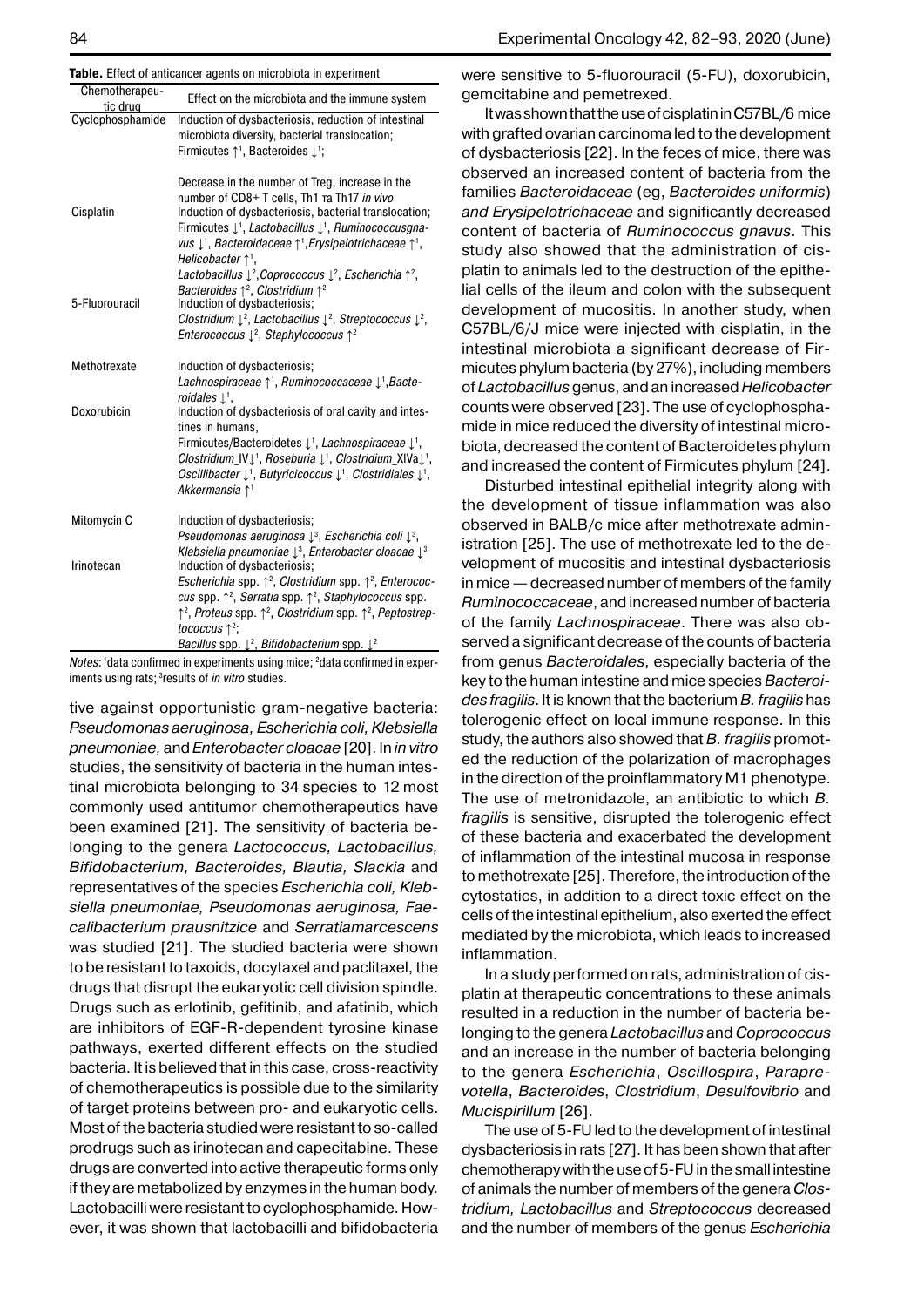**Table.** Effect of anticancer agents on microbiota in experiment

| Chemotherapeutic drug | Effect on the microbiota and the immune system |
|---|---|
| Cyclophosphamide | Induction of dysbacteriosis, reduction of intestinal microbiota diversity, bacterial translocation; Firmicutes ↑[1], Bacteroides ↓[1]; Decrease in the number of Treg, increase in the number of CD8+ T cells, Th1 та Th17 *in vivo* |
| Cisplatin | Induction of dysbacteriosis, bacterial translocation; Firmicutes ↓[1], *Lactobacillus* ↓[1], *Ruminococcusgnavus* ↓[1], *Bacteroidaceae* ↑[1], *Erysipelotrichaceae* ↑[1], *Helicobacter* ↑[1], *Lactobacillus* ↓[2], *Coprococcus* ↓[2], *Escherichia* ↑[2], *Bacteroides* ↑[2], *Clostridium* ↑[2] |
| 5-Fluorouracil | Induction of dysbacteriosis; *Clostridium* ↓[2], *Lactobacillus* ↓[2], *Streptococcus* ↓[2], *Enterococcus* ↓[2], *Staphylococcus* ↑[2] |
| Methotrexate | Induction of dysbacteriosis; *Lachnospiraceae* ↑[1], *Ruminococcaceae* ↓[1], *Bacteroidales* ↓[1], |
| Doxorubicin | Induction of dysbacteriosis of oral cavity and intestines in humans, Firmicutes/Bacteroidetes ↓[1], *Lachnospiraceae* ↓[1], *Clostridium*_IV↓[1], *Roseburia* ↓[1], *Clostridium*_XIVa↓[1], *Oscillibacter* ↓[1], *Butyricicoccus* ↓[1], *Clostridiales* ↓[1], *Akkermansia* ↑[1] |
| Mitomycin C | Induction of dysbacteriosis; *Pseudomonas aeruginosa* ↓[3], *Escherichia coli* ↓[3], *Klebsiella pneumoniae* ↓[3], *Enterobacter cloacae* ↓[3] |
| Irinotecan | Induction of dysbacteriosis; *Escherichia* spp. ↑[2], *Clostridium* spp. ↑[2], *Enterococcus* spp. ↑[2], *Serratia* spp. ↑[2], *Staphylococcus* spp. ↑[2], *Proteus* spp. ↑[2], *Clostridium* spp. ↑[2], *Peptostreptococcus* ↑[2]; *Bacillus* spp. ↓[2], *Bifidobacterium* spp. ↓[2] |

*Notes*: [1]data confirmed in experiments using mice; [2]data confirmed in experiments using rats; [3]results of *in vitro* studies.

tive against opportunistic gram-negative bacteria: *Pseudomonas aeruginosa, Escherichia coli, Klebsiella pneumoniae,* and *Enterobacter cloacae* [20]. In *in vitro* studies, the sensitivity of bacteria in the human intestinal microbiota belonging to 34 species to 12 most commonly used antitumor chemotherapeutics have been examined [21]. The sensitivity of bacteria belonging to the genera *Lactococcus, Lactobacillus, Bifidobacterium, Bacteroides, Blautia, Slackia* and representatives of the species *Escherichia coli, Klebsiella pneumoniae, Pseudomonas aeruginosa, Faecalibacterium prausnitzice* and *Serratiamarcescens* was studied [21]. The studied bacteria were shown to be resistant to taxoids, docytaxel and paclitaxel, the drugs that disrupt the eukaryotic cell division spindle. Drugs such as erlotinib, gefitinib, and afatinib, which are inhibitors of EGF-R-dependent tyrosine kinase pathways, exerted different effects on the studied bacteria. It is believed that in this case, cross-reactivity of chemotherapeutics is possible due to the similarity of target proteins between pro- and eukaryotic cells. Most of the bacteria studied were resistant to so-called prodrugs such as irinotecan and capecitabine. These drugs are converted into active therapeutic forms only if they are metabolized by enzymes in the human body. Lactobacilli were resistant to cyclophosphamide. However, it was shown that lactobacilli and bifidobacteria were sensitive to 5-fluorouracil (5-FU), doxorubicin, gemcitabine and pemetrexed.

It was shown that the use of cisplatin in C57BL/6 mice with grafted ovarian carcinoma led to the development of dysbacteriosis [22]. In the feces of mice, there was observed an increased content of bacteria from the families *Bacteroidaceae* (eg, *Bacteroides uniformis*) *and Erysipelotrichaceae* and significantly decreased content of bacteria of *Ruminococcus gnavus*. This study also showed that the administration of cisplatin to animals led to the destruction of the epithelial cells of the ileum and colon with the subsequent development of mucositis. In another study, when C57BL/6/J mice were injected with cisplatin, in the intestinal microbiota a significant decrease of Firmicutes phylum bacteria (by 27%), including members of *Lactobacillus* genus, and an increased *Helicobacter* counts were observed [23]. The use of cyclophosphamide in mice reduced the diversity of intestinal microbiota, decreased the content of Bacteroidetes phylum and increased the content of Firmicutes phylum [24].

Disturbed intestinal epithelial integrity along with the development of tissue inflammation was also observed in BALB/c mice after methotrexate administration [25]. The use of methotrexate led to the development of mucositis and intestinal dysbacteriosis in mice — decreased number of members of the family *Ruminococcaceae*, and increased number of bacteria of the family *Lachnospiraceae*. There was also observed a significant decrease of the counts of bacteria from genus *Bacteroidales*, especially bacteria of the key to the human intestine and mice species *Bacteroides fragilis*. It is known that the bacterium *B. fragilis* has tolerogenic effect on local immune response. In this study, the authors also showed that *B. fragilis* promoted the reduction of the polarization of macrophages in the direction of the proinflammatory M1 phenotype. The use of metronidazole, an antibiotic to which *B. fragilis* is sensitive, disrupted the tolerogenic effect of these bacteria and exacerbated the development of inflammation of the intestinal mucosa in response to methotrexate [25]. Therefore, the introduction of the cytostatics, in addition to a direct toxic effect on the cells of the intestinal epithelium, also exerted the effect mediated by the microbiota, which leads to increased inflammation.

In a study performed on rats, administration of cisplatin at therapeutic concentrations to these animals resulted in a reduction in the number of bacteria belonging to the genera *Lactobacillus* and *Coprococcus* and an increase in the number of bacteria belonging to the genera *Escherichia*, *Oscillospira*, *Paraprevotella*, *Bacteroides*, *Clostridium*, *Desulfovibrio* and *Mucispirillum* [26].

The use of 5-FU led to the development of intestinal dysbacteriosis in rats [27]. It has been shown that after chemotherapy with the use of 5-FU in the small intestine of animals the number of members of the genera *Clostridium, Lactobacillus* and *Streptococcus* decreased and the number of members of the genus *Escherichia*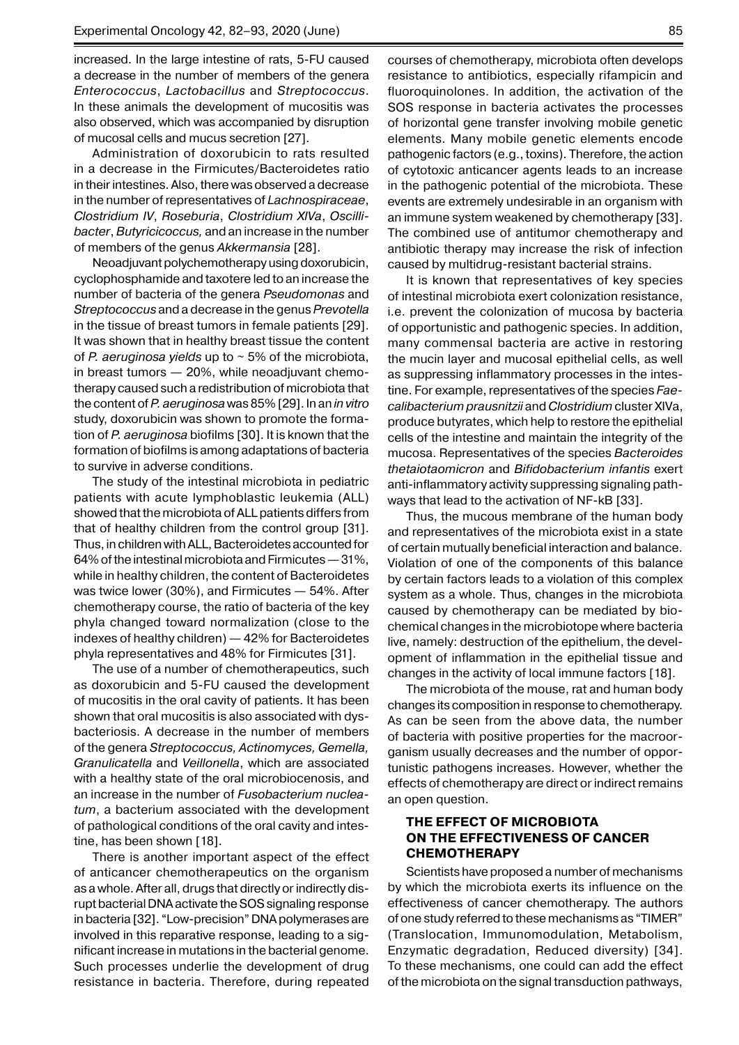increased. In the large intestine of rats, 5-FU caused a decrease in the number of members of the genera *Enterococcus*, *Lactobacillus* and *Streptococcus*. In these animals the development of mucositis was also observed, which was accompanied by disruption of mucosal cells and mucus secretion [27].

Administration of doxorubicin to rats resulted in a decrease in the Firmicutes/Bacteroidetes ratio in their intestines. Also, there was observed a decrease in the number of representatives of *Lachnospiraceae*, *Clostridium IV*, *Roseburia*, *Clostridium XlVa*, *Oscillibacter*, *Butyricicoccus,* and an increase in the number of members of the genus *Akkermansia* [28].

Neoadjuvant polychemotherapy using doxorubicin, cyclophosphamide and taxotere led to an increase the number of bacteria of the genera *Pseudomonas* and *Streptococcus* and a decrease in the genus *Prevotella* in the tissue of breast tumors in female patients [29]. It was shown that in healthy breast tissue the content of *P. aeruginosa yields* up to ~ 5% of the microbiota, in breast tumors — 20%, while neoadjuvant chemotherapy caused such a redistribution of microbiota that the content of *P. aeruginosa* was 85% [29]. In an *in vitro* study, doxorubicin was shown to promote the formation of *P. aeruginosa* biofilms [30]. It is known that the formation of biofilms is among adaptations of bacteria to survive in adverse conditions.

The study of the intestinal microbiota in pediatric patients with acute lymphoblastic leukemia (ALL) showed that the microbiota of ALL patients differs from that of healthy children from the control group [31]. Thus, in children with ALL, Bacteroidetes accounted for 64% of the intestinal microbiota and Firmicutes — 31%, while in healthy children, the content of Bacteroidetes was twice lower (30%), and Firmicutes — 54%. After chemotherapy course, the ratio of bacteria of the key phyla changed toward normalization (close to the indexes of healthy children) — 42% for Bacteroidetes phyla representatives and 48% for Firmicutes [31].

The use of a number of chemotherapeutics, such as doxorubicin and 5-FU caused the development of mucositis in the oral cavity of patients. It has been shown that oral mucositis is also associated with dysbacteriosis. A decrease in the number of members of the genera *Streptococcus, Actinomyces, Gemella, Granulicatella* and *Veillonella*, which are associated with a healthy state of the oral microbiocenosis, and an increase in the number of *Fusobacterium nucleatum*, a bacterium associated with the development of pathological conditions of the oral cavity and intestine, has been shown [18].

There is another important aspect of the effect of anticancer chemotherapeutics on the organism as a whole. After all, drugs that directly or indirectly disrupt bacterial DNA activate the SOS signaling response in bacteria [32]. "Low-precision" DNA polymerases are involved in this reparative response, leading to a significant increase in mutations in the bacterial genome. Such processes underlie the development of drug resistance in bacteria. Therefore, during repeated courses of chemotherapy, microbiota often develops resistance to antibiotics, especially rifampicin and fluoroquinolones. In addition, the activation of the SOS response in bacteria activates the processes of horizontal gene transfer involving mobile genetic elements. Many mobile genetic elements encode pathogenic factors (e.g., toxins). Therefore, the action of cytotoxic anticancer agents leads to an increase in the pathogenic potential of the microbiota. These events are extremely undesirable in an organism with an immune system weakened by chemotherapy [33]. The combined use of antitumor chemotherapy and antibiotic therapy may increase the risk of infection caused by multidrug-resistant bacterial strains.

It is known that representatives of key species of intestinal microbiota exert colonization resistance, i.e. prevent the colonization of mucosa by bacteria of opportunistic and pathogenic species. In addition, many commensal bacteria are active in restoring the mucin layer and mucosal epithelial cells, as well as suppressing inflammatory processes in the intestine. For example, representatives of the species *Faecalibacterium prausnitzii* and *Clostridium* cluster XlVa, produce butyrates, which help to restore the epithelial cells of the intestine and maintain the integrity of the mucosa. Representatives of the species *Bacteroides thetaiotaomicron* and *Bifidobacterium infantis* exert anti-inflammatory activity suppressing signaling pathways that lead to the activation of NF-kB [33].

Thus, the mucous membrane of the human body and representatives of the microbiota exist in a state of certain mutually beneficial interaction and balance. Violation of one of the components of this balance by certain factors leads to a violation of this complex system as a whole. Thus, changes in the microbiota caused by chemotherapy can be mediated by biochemical changes in the microbiotope where bacteria live, namely: destruction of the epithelium, the development of inflammation in the epithelial tissue and changes in the activity of local immune factors [18].

The microbiota of the mouse, rat and human body changes its composition in response to chemotherapy. As can be seen from the above data, the number of bacteria with positive properties for the macroorganism usually decreases and the number of opportunistic pathogens increases. However, whether the effects of chemotherapy are direct or indirect remains an open question.

## THE EFFECT OF MICROBIOTA ON THE EFFECTIVENESS OF CANCER CHEMOTHERAPY

Scientists have proposed a number of mechanisms by which the microbiota exerts its influence on the effectiveness of cancer chemotherapy. The authors of one study referred to these mechanisms as "TIMER" (Translocation, Immunomodulation, Metabolism, Enzymatic degradation, Reduced diversity) [34]. To these mechanisms, one could can add the effect of the microbiota on the signal transduction pathways,